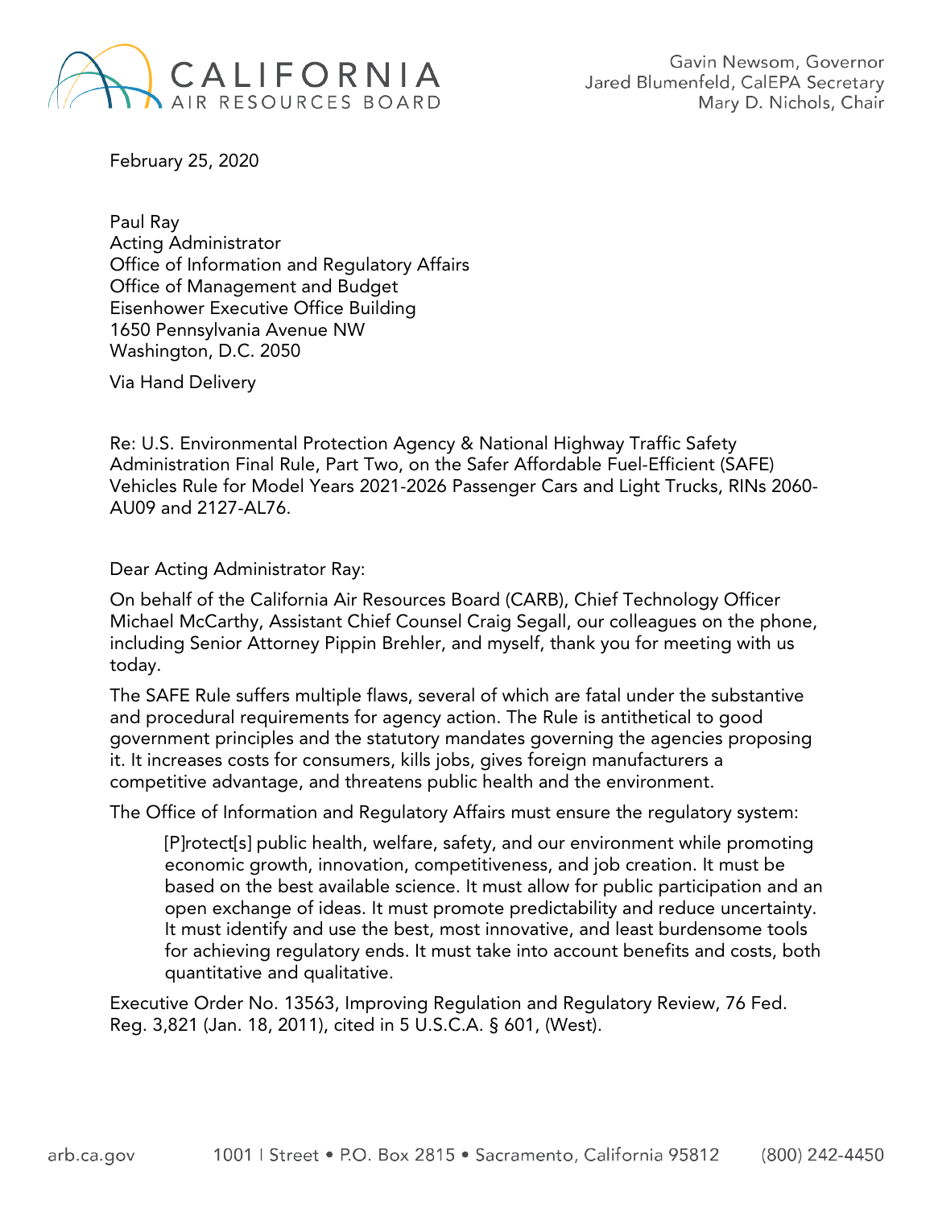CALIFORNIA AIR RESOURCES BOARD

Gavin Newsom, Governor
Jared Blumenfeld, CalEPA Secretary
Mary D. Nichols, Chair

February 25, 2020

Paul Ray
Acting Administrator
Office of Information and Regulatory Affairs
Office of Management and Budget
Eisenhower Executive Office Building
1650 Pennsylvania Avenue NW
Washington, D.C. 2050

Via Hand Delivery

Re: U.S. Environmental Protection Agency & National Highway Traffic Safety Administration Final Rule, Part Two, on the Safer Affordable Fuel-Efficient (SAFE) Vehicles Rule for Model Years 2021-2026 Passenger Cars and Light Trucks, RINs 2060-AU09 and 2127-AL76.

Dear Acting Administrator Ray:

On behalf of the California Air Resources Board (CARB), Chief Technology Officer Michael McCarthy, Assistant Chief Counsel Craig Segall, our colleagues on the phone, including Senior Attorney Pippin Brehler, and myself, thank you for meeting with us today.

The SAFE Rule suffers multiple flaws, several of which are fatal under the substantive and procedural requirements for agency action. The Rule is antithetical to good government principles and the statutory mandates governing the agencies proposing it. It increases costs for consumers, kills jobs, gives foreign manufacturers a competitive advantage, and threatens public health and the environment.

The Office of Information and Regulatory Affairs must ensure the regulatory system:

> [P]rotect[s] public health, welfare, safety, and our environment while promoting economic growth, innovation, competitiveness, and job creation. It must be based on the best available science. It must allow for public participation and an open exchange of ideas. It must promote predictability and reduce uncertainty. It must identify and use the best, most innovative, and least burdensome tools for achieving regulatory ends. It must take into account benefits and costs, both quantitative and qualitative.

Executive Order No. 13563, Improving Regulation and Regulatory Review, 76 Fed. Reg. 3,821 (Jan. 18, 2011), cited in 5 U.S.C.A. § 601, (West).

arb.ca.gov 1001 I Street • P.O. Box 2815 • Sacramento, California 95812 (800) 242-4450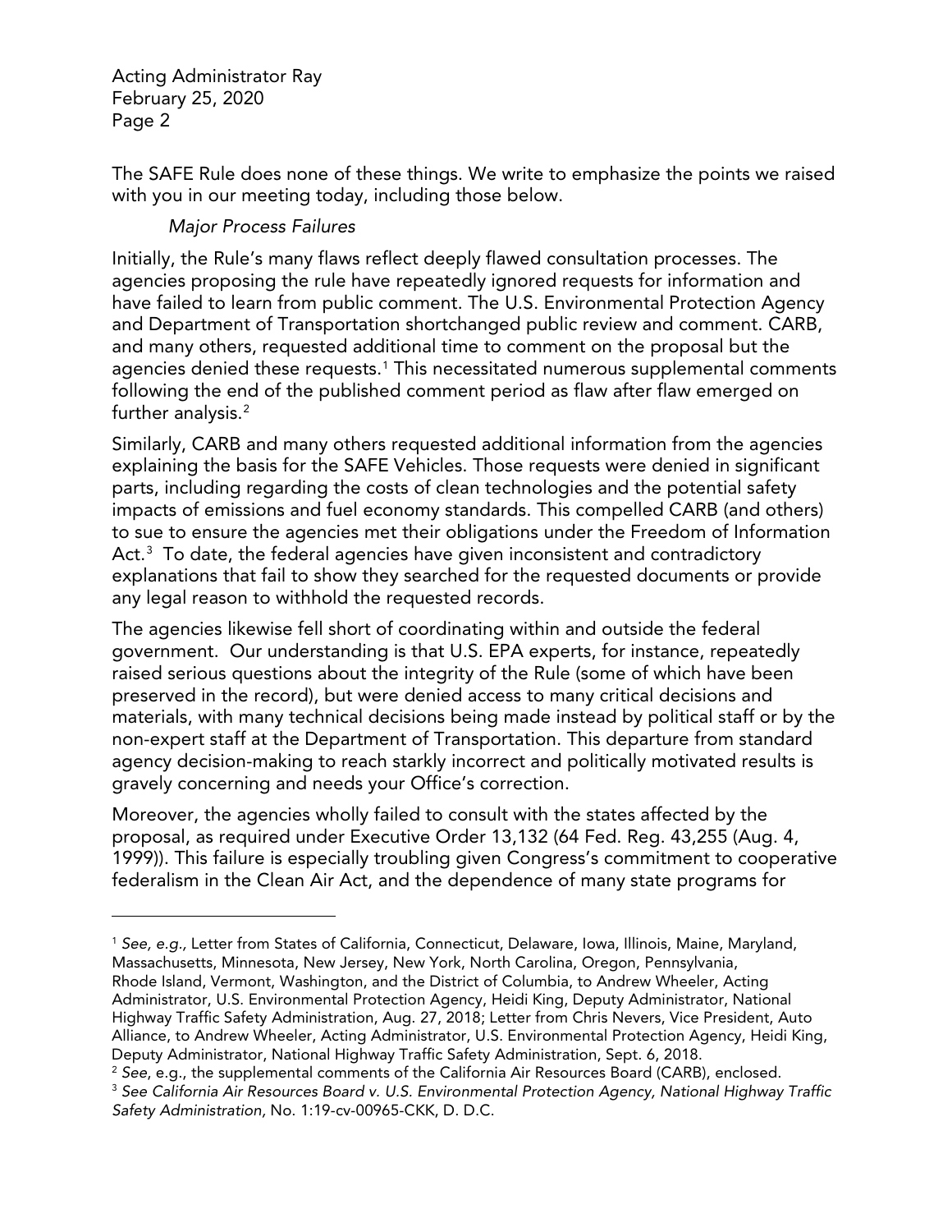The SAFE Rule does none of these things. We write to emphasize the points we raised with you in our meeting today, including those below.

*Major Process Failures*

Initially, the Rule's many flaws reflect deeply flawed consultation processes. The agencies proposing the rule have repeatedly ignored requests for information and have failed to learn from public comment. The U.S. Environmental Protection Agency and Department of Transportation shortchanged public review and comment. CARB, and many others, requested additional time to comment on the proposal but the agencies denied these requests.[1] This necessitated numerous supplemental comments following the end of the published comment period as flaw after flaw emerged on further analysis.[2]

Similarly, CARB and many others requested additional information from the agencies explaining the basis for the SAFE Vehicles. Those requests were denied in significant parts, including regarding the costs of clean technologies and the potential safety impacts of emissions and fuel economy standards. This compelled CARB (and others) to sue to ensure the agencies met their obligations under the Freedom of Information Act.[3] To date, the federal agencies have given inconsistent and contradictory explanations that fail to show they searched for the requested documents or provide any legal reason to withhold the requested records.

The agencies likewise fell short of coordinating within and outside the federal government. Our understanding is that U.S. EPA experts, for instance, repeatedly raised serious questions about the integrity of the Rule (some of which have been preserved in the record), but were denied access to many critical decisions and materials, with many technical decisions being made instead by political staff or by the non-expert staff at the Department of Transportation. This departure from standard agency decision-making to reach starkly incorrect and politically motivated results is gravely concerning and needs your Office's correction.

Moreover, the agencies wholly failed to consult with the states affected by the proposal, as required under Executive Order 13,132 (64 Fed. Reg. 43,255 (Aug. 4, 1999)). This failure is especially troubling given Congress's commitment to cooperative federalism in the Clean Air Act, and the dependence of many state programs for

---

[1] *See, e.g.,* Letter from States of California, Connecticut, Delaware, Iowa, Illinois, Maine, Maryland, Massachusetts, Minnesota, New Jersey, New York, North Carolina, Oregon, Pennsylvania, Rhode Island, Vermont, Washington, and the District of Columbia, to Andrew Wheeler, Acting Administrator, U.S. Environmental Protection Agency, Heidi King, Deputy Administrator, National Highway Traffic Safety Administration, Aug. 27, 2018; Letter from Chris Nevers, Vice President, Auto Alliance, to Andrew Wheeler, Acting Administrator, U.S. Environmental Protection Agency, Heidi King, Deputy Administrator, National Highway Traffic Safety Administration, Sept. 6, 2018.

[2] *See*, e.g., the supplemental comments of the California Air Resources Board (CARB), enclosed.

[3] *See California Air Resources Board v. U.S. Environmental Protection Agency, National Highway Traffic Safety Administration*, No. 1:19-cv-00965-CKK, D. D.C.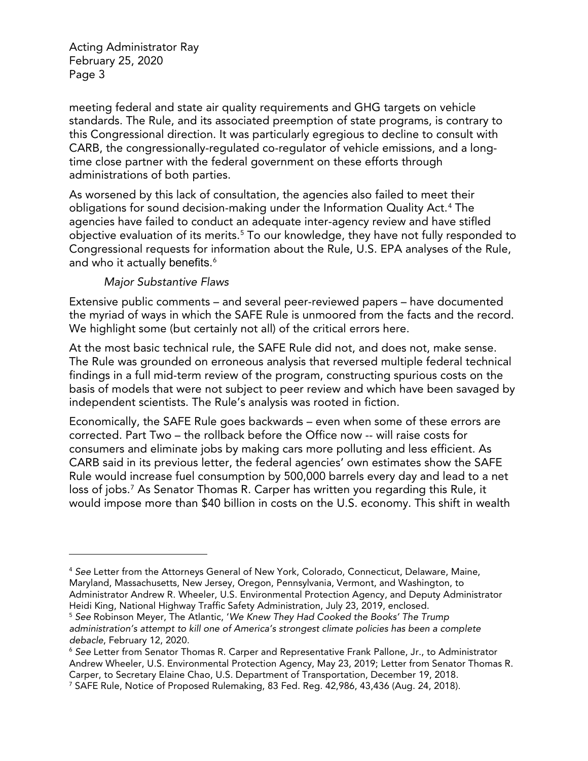meeting federal and state air quality requirements and GHG targets on vehicle standards. The Rule, and its associated preemption of state programs, is contrary to this Congressional direction. It was particularly egregious to decline to consult with CARB, the congressionally-regulated co-regulator of vehicle emissions, and a long-time close partner with the federal government on these efforts through administrations of both parties.

As worsened by this lack of consultation, the agencies also failed to meet their obligations for sound decision-making under the Information Quality Act.[4] The agencies have failed to conduct an adequate inter-agency review and have stifled objective evaluation of its merits.[5] To our knowledge, they have not fully responded to Congressional requests for information about the Rule, U.S. EPA analyses of the Rule, and who it actually benefits.[6]

*Major Substantive Flaws*

Extensive public comments – and several peer-reviewed papers – have documented the myriad of ways in which the SAFE Rule is unmoored from the facts and the record. We highlight some (but certainly not all) of the critical errors here.

At the most basic technical rule, the SAFE Rule did not, and does not, make sense. The Rule was grounded on erroneous analysis that reversed multiple federal technical findings in a full mid-term review of the program, constructing spurious costs on the basis of models that were not subject to peer review and which have been savaged by independent scientists. The Rule's analysis was rooted in fiction.

Economically, the SAFE Rule goes backwards – even when some of these errors are corrected. Part Two – the rollback before the Office now -- will raise costs for consumers and eliminate jobs by making cars more polluting and less efficient. As CARB said in its previous letter, the federal agencies' own estimates show the SAFE Rule would increase fuel consumption by 500,000 barrels every day and lead to a net loss of jobs.[7] As Senator Thomas R. Carper has written you regarding this Rule, it would impose more than $40 billion in costs on the U.S. economy. This shift in wealth

---

[4] *See* Letter from the Attorneys General of New York, Colorado, Connecticut, Delaware, Maine, Maryland, Massachusetts, New Jersey, Oregon, Pennsylvania, Vermont, and Washington, to Administrator Andrew R. Wheeler, U.S. Environmental Protection Agency, and Deputy Administrator Heidi King, National Highway Traffic Safety Administration, July 23, 2019, enclosed.

[5] *See* Robinson Meyer, The Atlantic, '*We Knew They Had Cooked the Books' The Trump administration's attempt to kill one of America's strongest climate policies has been a complete debacle*, February 12, 2020.

[6] *See* Letter from Senator Thomas R. Carper and Representative Frank Pallone, Jr., to Administrator Andrew Wheeler, U.S. Environmental Protection Agency, May 23, 2019; Letter from Senator Thomas R. Carper, to Secretary Elaine Chao, U.S. Department of Transportation, December 19, 2018.

[7] SAFE Rule, Notice of Proposed Rulemaking, 83 Fed. Reg. 42,986, 43,436 (Aug. 24, 2018).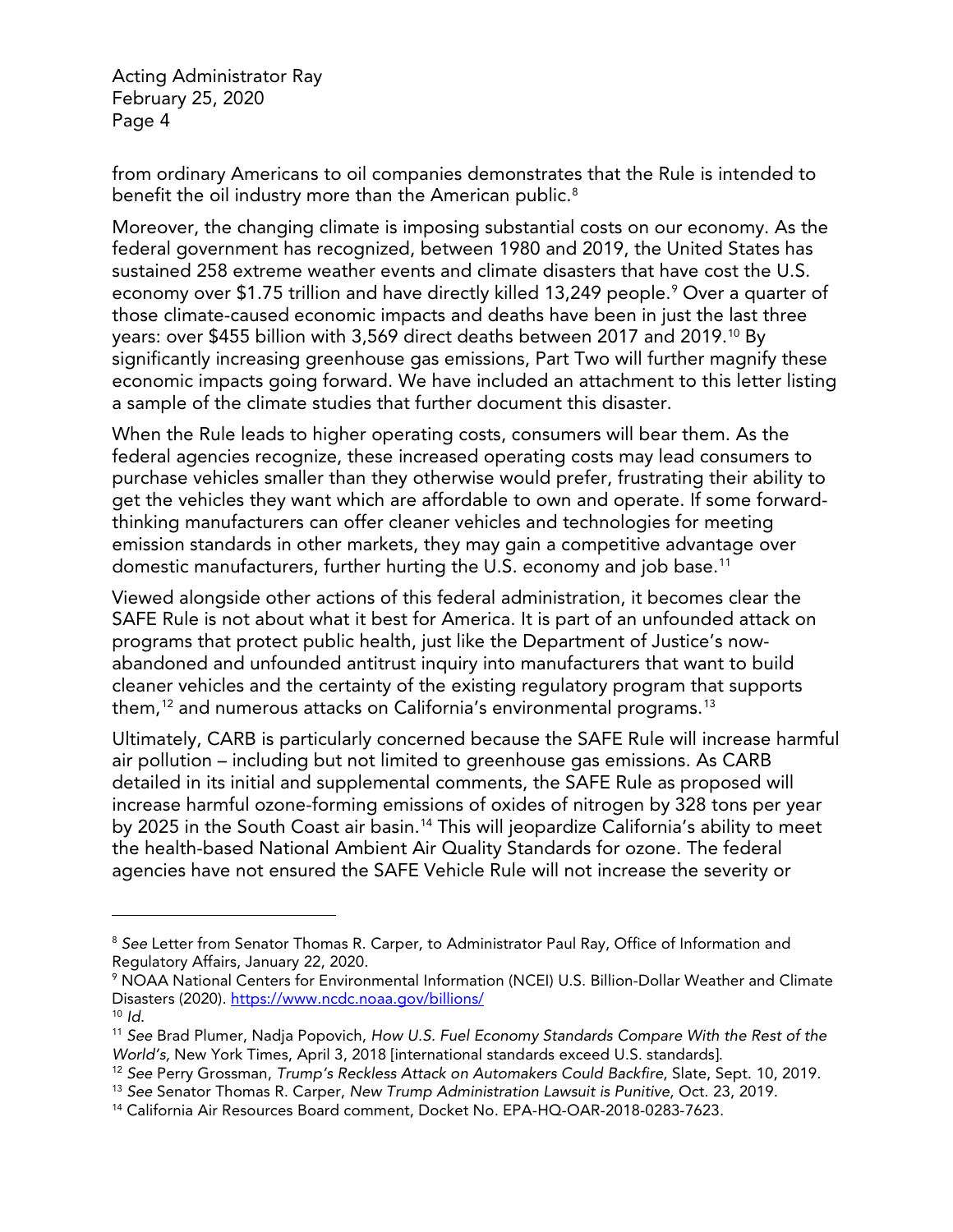from ordinary Americans to oil companies demonstrates that the Rule is intended to benefit the oil industry more than the American public.[8]

Moreover, the changing climate is imposing substantial costs on our economy. As the federal government has recognized, between 1980 and 2019, the United States has sustained 258 extreme weather events and climate disasters that have cost the U.S. economy over $1.75 trillion and have directly killed 13,249 people.[9] Over a quarter of those climate-caused economic impacts and deaths have been in just the last three years: over $455 billion with 3,569 direct deaths between 2017 and 2019.[10] By significantly increasing greenhouse gas emissions, Part Two will further magnify these economic impacts going forward. We have included an attachment to this letter listing a sample of the climate studies that further document this disaster.

When the Rule leads to higher operating costs, consumers will bear them. As the federal agencies recognize, these increased operating costs may lead consumers to purchase vehicles smaller than they otherwise would prefer, frustrating their ability to get the vehicles they want which are affordable to own and operate. If some forward-thinking manufacturers can offer cleaner vehicles and technologies for meeting emission standards in other markets, they may gain a competitive advantage over domestic manufacturers, further hurting the U.S. economy and job base.[11]

Viewed alongside other actions of this federal administration, it becomes clear the SAFE Rule is not about what it best for America. It is part of an unfounded attack on programs that protect public health, just like the Department of Justice's now-abandoned and unfounded antitrust inquiry into manufacturers that want to build cleaner vehicles and the certainty of the existing regulatory program that supports them,[12] and numerous attacks on California's environmental programs.[13]

Ultimately, CARB is particularly concerned because the SAFE Rule will increase harmful air pollution – including but not limited to greenhouse gas emissions. As CARB detailed in its initial and supplemental comments, the SAFE Rule as proposed will increase harmful ozone-forming emissions of oxides of nitrogen by 328 tons per year by 2025 in the South Coast air basin.[14] This will jeopardize California's ability to meet the health-based National Ambient Air Quality Standards for ozone. The federal agencies have not ensured the SAFE Vehicle Rule will not increase the severity or

---

[8] *See* Letter from Senator Thomas R. Carper, to Administrator Paul Ray, Office of Information and Regulatory Affairs, January 22, 2020.

[9] NOAA National Centers for Environmental Information (NCEI) U.S. Billion-Dollar Weather and Climate Disasters (2020). https://www.ncdc.noaa.gov/billions/

[10] *Id.*

[11] *See* Brad Plumer, Nadja Popovich, *How U.S. Fuel Economy Standards Compare With the Rest of the World's,* New York Times, April 3, 2018 [international standards exceed U.S. standards].

[12] *See* Perry Grossman, *Trump's Reckless Attack on Automakers Could Backfire*, Slate, Sept. 10, 2019.

[13] *See* Senator Thomas R. Carper, *New Trump Administration Lawsuit is Punitive,* Oct. 23, 2019.

[14] California Air Resources Board comment, Docket No. EPA-HQ-OAR-2018-0283-7623.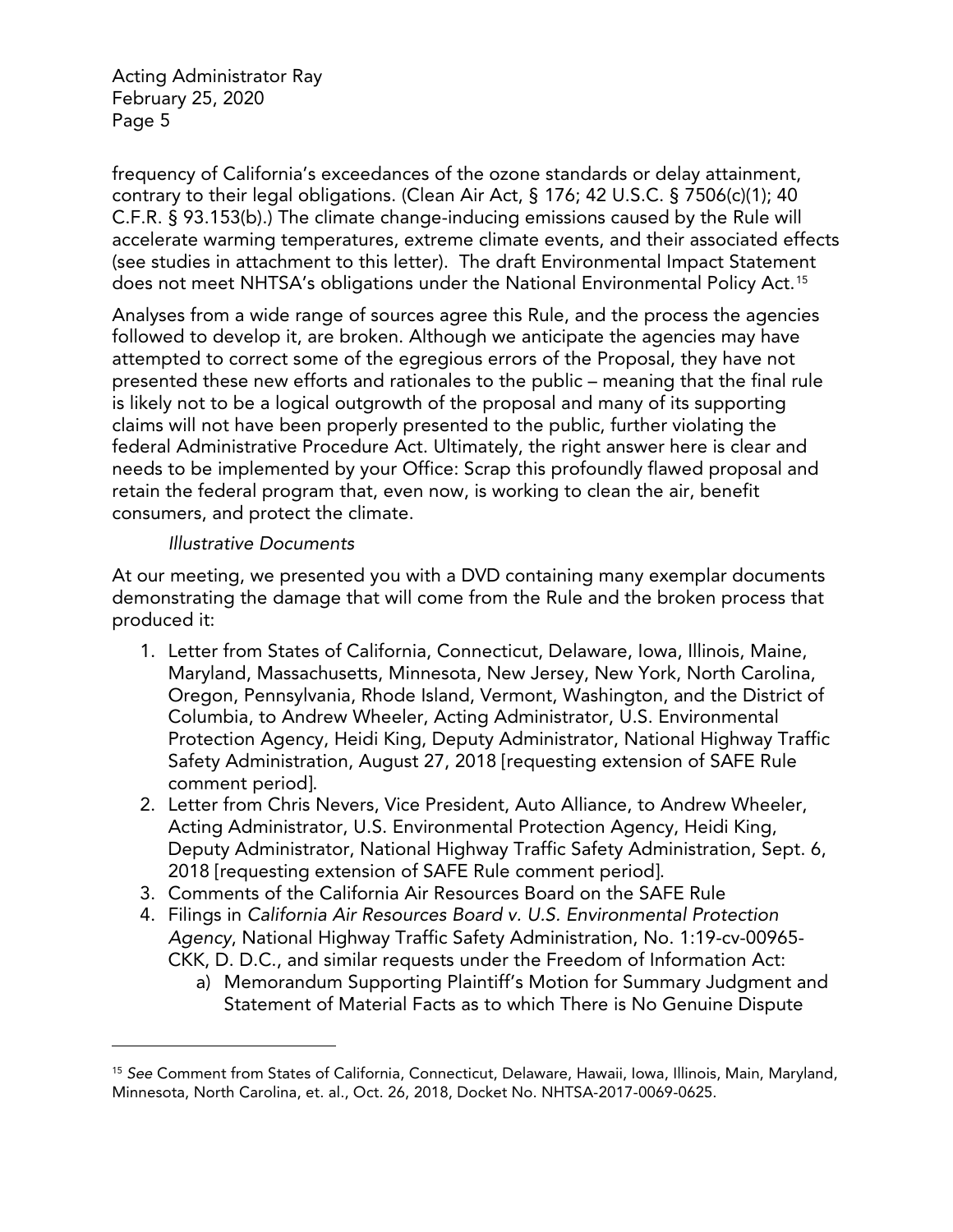frequency of California's exceedances of the ozone standards or delay attainment, contrary to their legal obligations. (Clean Air Act, § 176; 42 U.S.C. § 7506(c)(1); 40 C.F.R. § 93.153(b).) The climate change-inducing emissions caused by the Rule will accelerate warming temperatures, extreme climate events, and their associated effects (see studies in attachment to this letter). The draft Environmental Impact Statement does not meet NHTSA's obligations under the National Environmental Policy Act.[15]

Analyses from a wide range of sources agree this Rule, and the process the agencies followed to develop it, are broken. Although we anticipate the agencies may have attempted to correct some of the egregious errors of the Proposal, they have not presented these new efforts and rationales to the public – meaning that the final rule is likely not to be a logical outgrowth of the proposal and many of its supporting claims will not have been properly presented to the public, further violating the federal Administrative Procedure Act. Ultimately, the right answer here is clear and needs to be implemented by your Office: Scrap this profoundly flawed proposal and retain the federal program that, even now, is working to clean the air, benefit consumers, and protect the climate.

*Illustrative Documents*

At our meeting, we presented you with a DVD containing many exemplar documents demonstrating the damage that will come from the Rule and the broken process that produced it:

1. Letter from States of California, Connecticut, Delaware, Iowa, Illinois, Maine, Maryland, Massachusetts, Minnesota, New Jersey, New York, North Carolina, Oregon, Pennsylvania, Rhode Island, Vermont, Washington, and the District of Columbia, to Andrew Wheeler, Acting Administrator, U.S. Environmental Protection Agency, Heidi King, Deputy Administrator, National Highway Traffic Safety Administration, August 27, 2018 [requesting extension of SAFE Rule comment period].
2. Letter from Chris Nevers, Vice President, Auto Alliance, to Andrew Wheeler, Acting Administrator, U.S. Environmental Protection Agency, Heidi King, Deputy Administrator, National Highway Traffic Safety Administration, Sept. 6, 2018 [requesting extension of SAFE Rule comment period].
3. Comments of the California Air Resources Board on the SAFE Rule
4. Filings in *California Air Resources Board v. U.S. Environmental Protection Agency*, National Highway Traffic Safety Administration, No. 1:19-cv-00965-CKK, D. D.C., and similar requests under the Freedom of Information Act:
   a) Memorandum Supporting Plaintiff's Motion for Summary Judgment and Statement of Material Facts as to which There is No Genuine Dispute

[15] *See* Comment from States of California, Connecticut, Delaware, Hawaii, Iowa, Illinois, Main, Maryland, Minnesota, North Carolina, et. al., Oct. 26, 2018, Docket No. NHTSA-2017-0069-0625.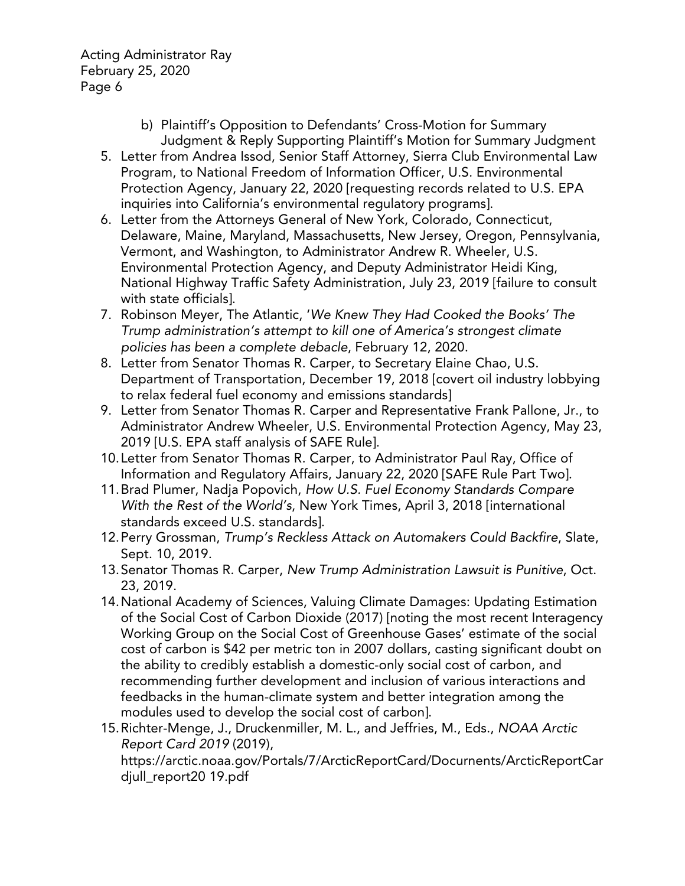b) Plaintiff's Opposition to Defendants' Cross-Motion for Summary Judgment & Reply Supporting Plaintiff's Motion for Summary Judgment

5. Letter from Andrea Issod, Senior Staff Attorney, Sierra Club Environmental Law Program, to National Freedom of Information Officer, U.S. Environmental Protection Agency, January 22, 2020 [requesting records related to U.S. EPA inquiries into California's environmental regulatory programs].
6. Letter from the Attorneys General of New York, Colorado, Connecticut, Delaware, Maine, Maryland, Massachusetts, New Jersey, Oregon, Pennsylvania, Vermont, and Washington, to Administrator Andrew R. Wheeler, U.S. Environmental Protection Agency, and Deputy Administrator Heidi King, National Highway Traffic Safety Administration, July 23, 2019 [failure to consult with state officials].
7. Robinson Meyer, The Atlantic, '*We Knew They Had Cooked the Books' The Trump administration's attempt to kill one of America's strongest climate policies has been a complete debacle*, February 12, 2020.
8. Letter from Senator Thomas R. Carper, to Secretary Elaine Chao, U.S. Department of Transportation, December 19, 2018 [covert oil industry lobbying to relax federal fuel economy and emissions standards]
9. Letter from Senator Thomas R. Carper and Representative Frank Pallone, Jr., to Administrator Andrew Wheeler, U.S. Environmental Protection Agency, May 23, 2019 [U.S. EPA staff analysis of SAFE Rule].
10. Letter from Senator Thomas R. Carper, to Administrator Paul Ray, Office of Information and Regulatory Affairs, January 22, 2020 [SAFE Rule Part Two].
11. Brad Plumer, Nadja Popovich, *How U.S. Fuel Economy Standards Compare With the Rest of the World's*, New York Times, April 3, 2018 [international standards exceed U.S. standards].
12. Perry Grossman, *Trump's Reckless Attack on Automakers Could Backfire*, Slate, Sept. 10, 2019.
13. Senator Thomas R. Carper, *New Trump Administration Lawsuit is Punitive*, Oct. 23, 2019.
14. National Academy of Sciences, Valuing Climate Damages: Updating Estimation of the Social Cost of Carbon Dioxide (2017) [noting the most recent Interagency Working Group on the Social Cost of Greenhouse Gases' estimate of the social cost of carbon is $42 per metric ton in 2007 dollars, casting significant doubt on the ability to credibly establish a domestic-only social cost of carbon, and recommending further development and inclusion of various interactions and feedbacks in the human-climate system and better integration among the modules used to develop the social cost of carbon].
15. Richter-Menge, J., Druckenmiller, M. L., and Jeffries, M., Eds., *NOAA Arctic Report Card 2019* (2019), https://arctic.noaa.gov/Portals/7/ArcticReportCard/Docurnents/ArcticReportCardjull_report20 19.pdf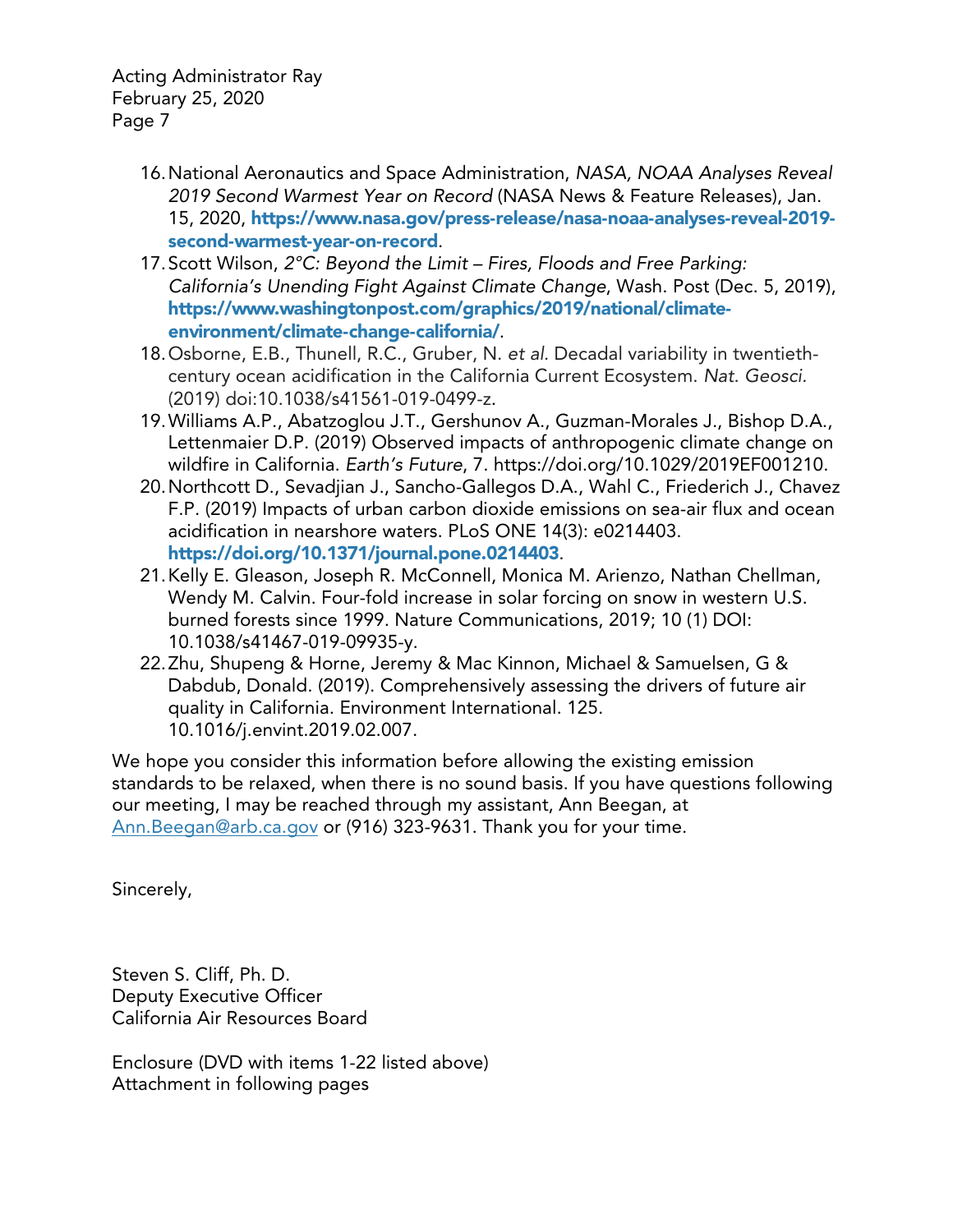16. National Aeronautics and Space Administration, *NASA, NOAA Analyses Reveal 2019 Second Warmest Year on Record* (NASA News & Feature Releases), Jan. 15, 2020, **https://www.nasa.gov/press-release/nasa-noaa-analyses-reveal-2019-second-warmest-year-on-record**.
17. Scott Wilson, *2°C: Beyond the Limit – Fires, Floods and Free Parking: California's Unending Fight Against Climate Change*, Wash. Post (Dec. 5, 2019), **https://www.washingtonpost.com/graphics/2019/national/climate-environment/climate-change-california/**.
18. Osborne, E.B., Thunell, R.C., Gruber, N. *et al.* Decadal variability in twentieth-century ocean acidification in the California Current Ecosystem. *Nat. Geosci.* (2019) doi:10.1038/s41561-019-0499-z.
19. Williams A.P., Abatzoglou J.T., Gershunov A., Guzman-Morales J., Bishop D.A., Lettenmaier D.P. (2019) Observed impacts of anthropogenic climate change on wildfire in California. *Earth's Future*, 7. https://doi.org/10.1029/2019EF001210.
20. Northcott D., Sevadjian J., Sancho-Gallegos D.A., Wahl C., Friederich J., Chavez F.P. (2019) Impacts of urban carbon dioxide emissions on sea-air flux and ocean acidification in nearshore waters. PLoS ONE 14(3): e0214403. **https://doi.org/10.1371/journal.pone.0214403**.
21. Kelly E. Gleason, Joseph R. McConnell, Monica M. Arienzo, Nathan Chellman, Wendy M. Calvin. Four-fold increase in solar forcing on snow in western U.S. burned forests since 1999. Nature Communications, 2019; 10 (1) DOI: 10.1038/s41467-019-09935-y.
22. Zhu, Shupeng & Horne, Jeremy & Mac Kinnon, Michael & Samuelsen, G & Dabdub, Donald. (2019). Comprehensively assessing the drivers of future air quality in California. Environment International. 125. 10.1016/j.envint.2019.02.007.

We hope you consider this information before allowing the existing emission standards to be relaxed, when there is no sound basis. If you have questions following our meeting, I may be reached through my assistant, Ann Beegan, at Ann.Beegan@arb.ca.gov or (916) 323-9631. Thank you for your time.

Sincerely,

Steven S. Cliff, Ph. D.
Deputy Executive Officer
California Air Resources Board

Enclosure (DVD with items 1-22 listed above)
Attachment in following pages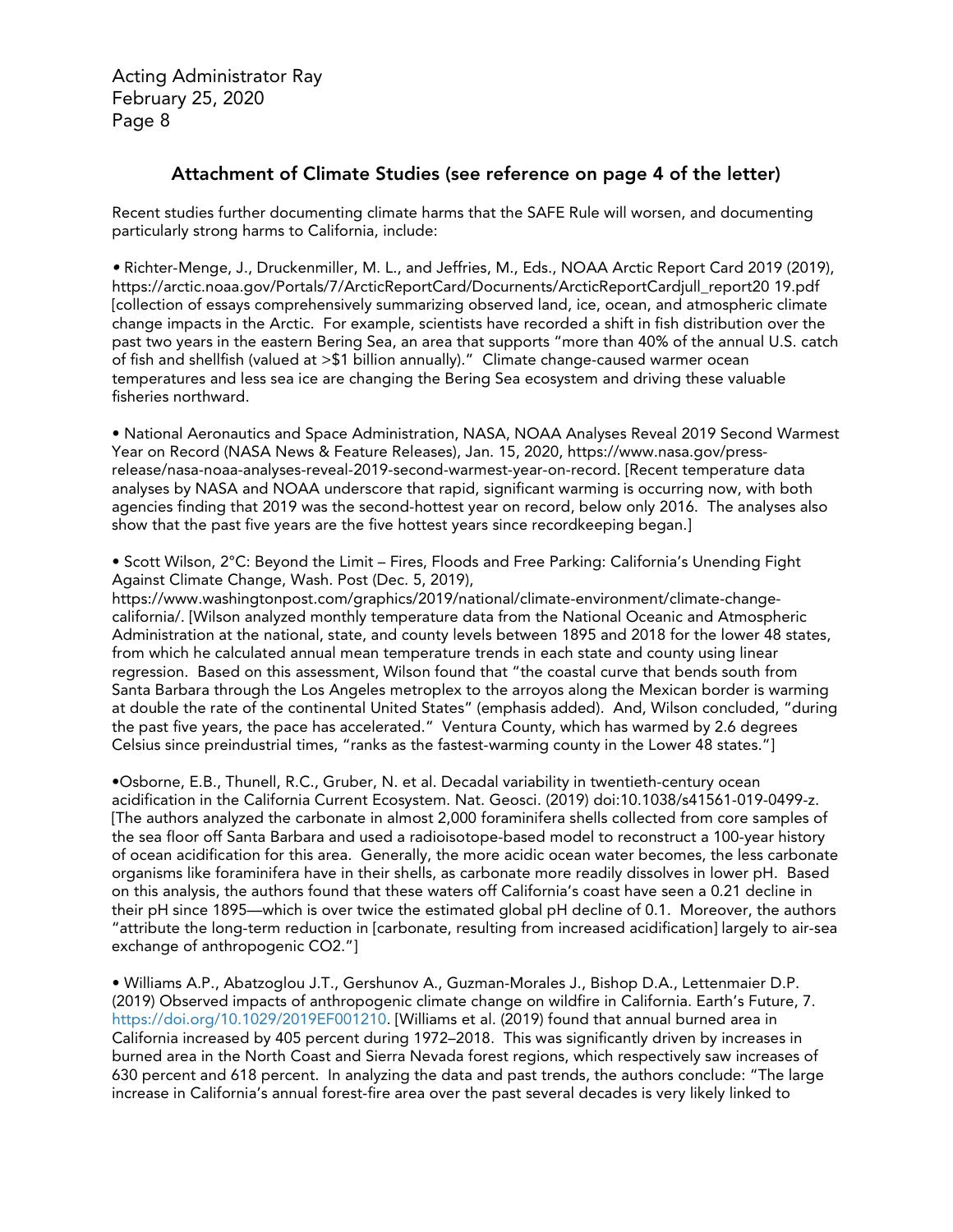## Attachment of Climate Studies (see reference on page 4 of the letter)

Recent studies further documenting climate harms that the SAFE Rule will worsen, and documenting particularly strong harms to California, include:

- Richter-Menge, J., Druckenmiller, M. L., and Jeffries, M., Eds., NOAA Arctic Report Card 2019 (2019), https://arctic.noaa.gov/Portals/7/ArcticReportCard/Documents/ArcticReportCardjull_report20 19.pdf [collection of essays comprehensively summarizing observed land, ice, ocean, and atmospheric climate change impacts in the Arctic. For example, scientists have recorded a shift in fish distribution over the past two years in the eastern Bering Sea, an area that supports "more than 40% of the annual U.S. catch of fish and shellfish (valued at >$1 billion annually)." Climate change-caused warmer ocean temperatures and less sea ice are changing the Bering Sea ecosystem and driving these valuable fisheries northward.

- National Aeronautics and Space Administration, NASA, NOAA Analyses Reveal 2019 Second Warmest Year on Record (NASA News & Feature Releases), Jan. 15, 2020, https://www.nasa.gov/press-release/nasa-noaa-analyses-reveal-2019-second-warmest-year-on-record. [Recent temperature data analyses by NASA and NOAA underscore that rapid, significant warming is occurring now, with both agencies finding that 2019 was the second-hottest year on record, below only 2016. The analyses also show that the past five years are the five hottest years since recordkeeping began.]

- Scott Wilson, 2°C: Beyond the Limit – Fires, Floods and Free Parking: California's Unending Fight Against Climate Change, Wash. Post (Dec. 5, 2019), https://www.washingtonpost.com/graphics/2019/national/climate-environment/climate-change-california/. [Wilson analyzed monthly temperature data from the National Oceanic and Atmospheric Administration at the national, state, and county levels between 1895 and 2018 for the lower 48 states, from which he calculated annual mean temperature trends in each state and county using linear regression. Based on this assessment, Wilson found that "the coastal curve that bends south from Santa Barbara through the Los Angeles metroplex to the arroyos along the Mexican border is warming at double the rate of the continental United States" (emphasis added). And, Wilson concluded, "during the past five years, the pace has accelerated." Ventura County, which has warmed by 2.6 degrees Celsius since preindustrial times, "ranks as the fastest-warming county in the Lower 48 states."]

- Osborne, E.B., Thunell, R.C., Gruber, N. et al. Decadal variability in twentieth-century ocean acidification in the California Current Ecosystem. Nat. Geosci. (2019) doi:10.1038/s41561-019-0499-z. [The authors analyzed the carbonate in almost 2,000 foraminifera shells collected from core samples of the sea floor off Santa Barbara and used a radioisotope-based model to reconstruct a 100-year history of ocean acidification for this area. Generally, the more acidic ocean water becomes, the less carbonate organisms like foraminifera have in their shells, as carbonate more readily dissolves in lower pH. Based on this analysis, the authors found that these waters off California's coast have seen a 0.21 decline in their pH since 1895—which is over twice the estimated global pH decline of 0.1. Moreover, the authors "attribute the long-term reduction in [carbonate, resulting from increased acidification] largely to air-sea exchange of anthropogenic $CO_2$."]

- Williams A.P., Abatzoglou J.T., Gershunov A., Guzman-Morales J., Bishop D.A., Lettenmaier D.P. (2019) Observed impacts of anthropogenic climate change on wildfire in California. Earth's Future, 7. https://doi.org/10.1029/2019EF001210. [Williams et al. (2019) found that annual burned area in California increased by 405 percent during 1972–2018. This was significantly driven by increases in burned area in the North Coast and Sierra Nevada forest regions, which respectively saw increases of 630 percent and 618 percent. In analyzing the data and past trends, the authors conclude: "The large increase in California's annual forest-fire area over the past several decades is very likely linked to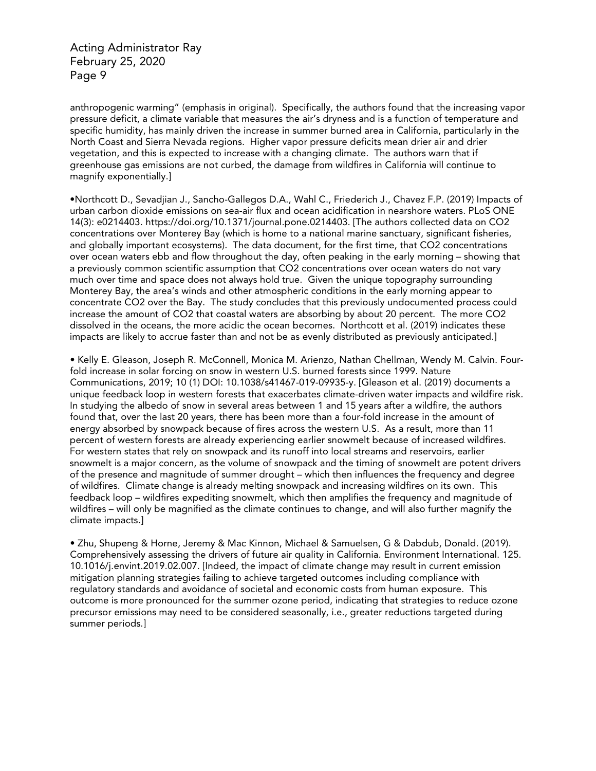anthropogenic warming" (emphasis in original). Specifically, the authors found that the increasing vapor pressure deficit, a climate variable that measures the air's dryness and is a function of temperature and specific humidity, has mainly driven the increase in summer burned area in California, particularly in the North Coast and Sierra Nevada regions. Higher vapor pressure deficits mean drier air and drier vegetation, and this is expected to increase with a changing climate. The authors warn that if greenhouse gas emissions are not curbed, the damage from wildfires in California will continue to magnify exponentially.]

- Northcott D., Sevadjian J., Sancho-Gallegos D.A., Wahl C., Friederich J., Chavez F.P. (2019) Impacts of urban carbon dioxide emissions on sea-air flux and ocean acidification in nearshore waters. PLoS ONE 14(3): e0214403. https://doi.org/10.1371/journal.pone.0214403. [The authors collected data on $CO_2$ concentrations over Monterey Bay (which is home to a national marine sanctuary, significant fisheries, and globally important ecosystems). The data document, for the first time, that $CO_2$ concentrations over ocean waters ebb and flow throughout the day, often peaking in the early morning – showing that a previously common scientific assumption that $CO_2$ concentrations over ocean waters do not vary much over time and space does not always hold true. Given the unique topography surrounding Monterey Bay, the area's winds and other atmospheric conditions in the early morning appear to concentrate $CO_2$ over the Bay. The study concludes that this previously undocumented process could increase the amount of $CO_2$ that coastal waters are absorbing by about 20 percent. The more $CO_2$ dissolved in the oceans, the more acidic the ocean becomes. Northcott et al. (2019) indicates these impacts are likely to accrue faster than and not be as evenly distributed as previously anticipated.]

- Kelly E. Gleason, Joseph R. McConnell, Monica M. Arienzo, Nathan Chellman, Wendy M. Calvin. Four-fold increase in solar forcing on snow in western U.S. burned forests since 1999. Nature Communications, 2019; 10 (1) DOI: 10.1038/s41467-019-09935-y. [Gleason et al. (2019) documents a unique feedback loop in western forests that exacerbates climate-driven water impacts and wildfire risk. In studying the albedo of snow in several areas between 1 and 15 years after a wildfire, the authors found that, over the last 20 years, there has been more than a four-fold increase in the amount of energy absorbed by snowpack because of fires across the western U.S. As a result, more than 11 percent of western forests are already experiencing earlier snowmelt because of increased wildfires. For western states that rely on snowpack and its runoff into local streams and reservoirs, earlier snowmelt is a major concern, as the volume of snowpack and the timing of snowmelt are potent drivers of the presence and magnitude of summer drought – which then influences the frequency and degree of wildfires. Climate change is already melting snowpack and increasing wildfires on its own. This feedback loop – wildfires expediting snowmelt, which then amplifies the frequency and magnitude of wildfires – will only be magnified as the climate continues to change, and will also further magnify the climate impacts.]

- Zhu, Shupeng & Horne, Jeremy & Mac Kinnon, Michael & Samuelsen, G & Dabdub, Donald. (2019). Comprehensively assessing the drivers of future air quality in California. Environment International. 125. 10.1016/j.envint.2019.02.007. [Indeed, the impact of climate change may result in current emission mitigation planning strategies failing to achieve targeted outcomes including compliance with regulatory standards and avoidance of societal and economic costs from human exposure. This outcome is more pronounced for the summer ozone period, indicating that strategies to reduce ozone precursor emissions may need to be considered seasonally, i.e., greater reductions targeted during summer periods.]